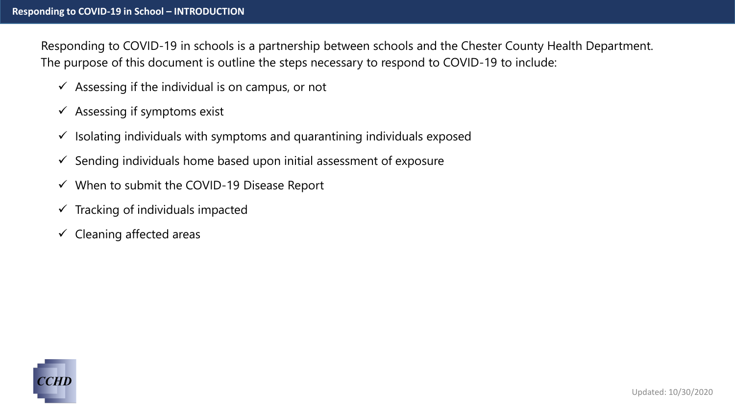# Responding to COVID-19 in School – INTRODUCTION

Responding to COVID-19 in schools is a partnership between schools and the Chester County Health Department. The purpose of this document is outline the steps necessary to respond to COVID-19 to include:

- ✓ Assessing if the individual is on campus, or not
- ✓ Assessing if symptoms exist
- ✓ Isolating individuals with symptoms and quarantining individuals exposed
- ✓ Sending individuals home based upon initial assessment of exposure
- ✓ When to submit the COVID-19 Disease Report
- ✓ Tracking of individuals impacted
- ✓ Cleaning affected areas

CCHD

Updated: 10/30/2020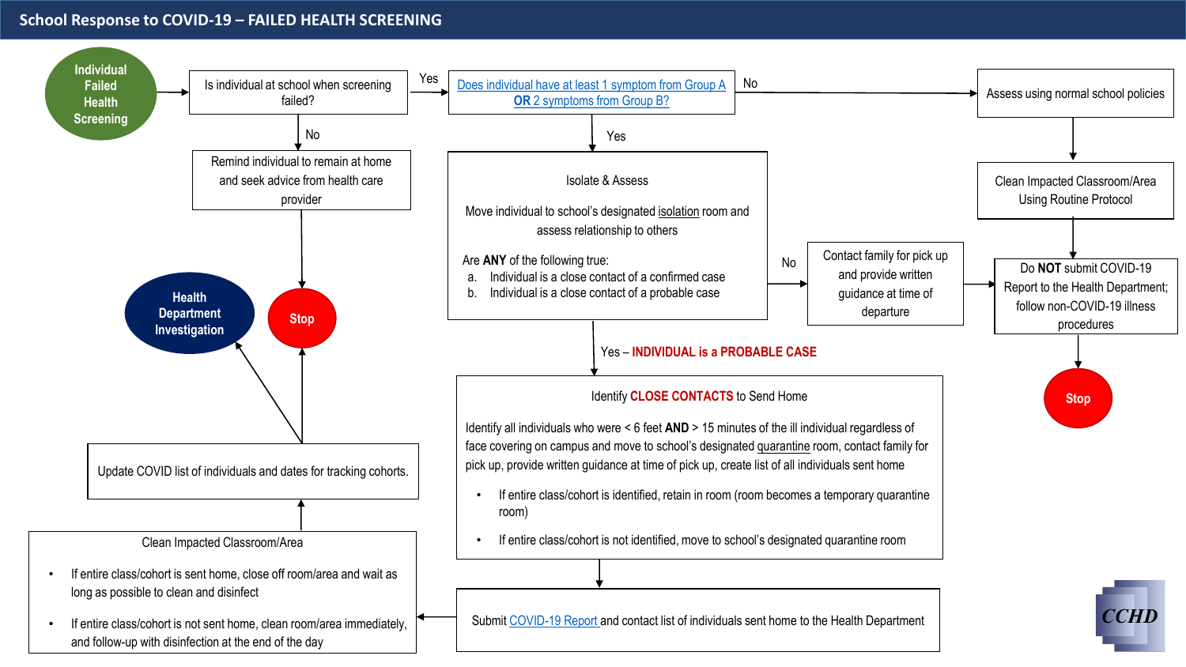# School Response to COVID-19 – FAILED HEALTH SCREENING

**Individual Failed Health Screening**

Is individual at school when screening failed?

- **No** → Remind individual to remain at home and seek advice from health care provider → **Stop**
- **Yes** → Does individual have at least 1 symptom from Group A **OR** 2 symptoms from Group B?
  - **No** → Assess using normal school policies → Clean Impacted Classroom/Area Using Routine Protocol → Do **NOT** submit COVID-19 Report to the Health Department; follow non-COVID-19 illness procedures → **Stop**
  - **Yes** → Isolate & Assess

**Isolate & Assess**

Move individual to school's designated isolation room and assess relationship to others

Are **ANY** of the following true:

a. Individual is a close contact of a confirmed case
b. Individual is a close contact of a probable case

- **No** → Contact family for pick up and provide written guidance at time of departure → Do **NOT** submit COVID-19 Report to the Health Department; follow non-COVID-19 illness procedures → **Stop**
- **Yes – INDIVIDUAL is a PROBABLE CASE** → Identify Close Contacts

**Identify CLOSE CONTACTS to Send Home**

Identify all individuals who were < 6 feet **AND** > 15 minutes of the ill individual regardless of face covering on campus and move to school's designated quarantine room, contact family for pick up, provide written guidance at time of pick up, create list of all individuals sent home

- If entire class/cohort is identified, retain in room (room becomes a temporary quarantine room)
- If entire class/cohort is not identified, move to school's designated quarantine room

↓

Submit COVID-19 Report and contact list of individuals sent home to the Health Department

↓

**Clean Impacted Classroom/Area**

- If entire class/cohort is sent home, close off room/area and wait as long as possible to clean and disinfect
- If entire class/cohort is not sent home, clean room/area immediately, and follow-up with disinfection at the end of the day

↓

Update COVID list of individuals and dates for tracking cohorts. → **Stop** / **Health Department Investigation**

CCHD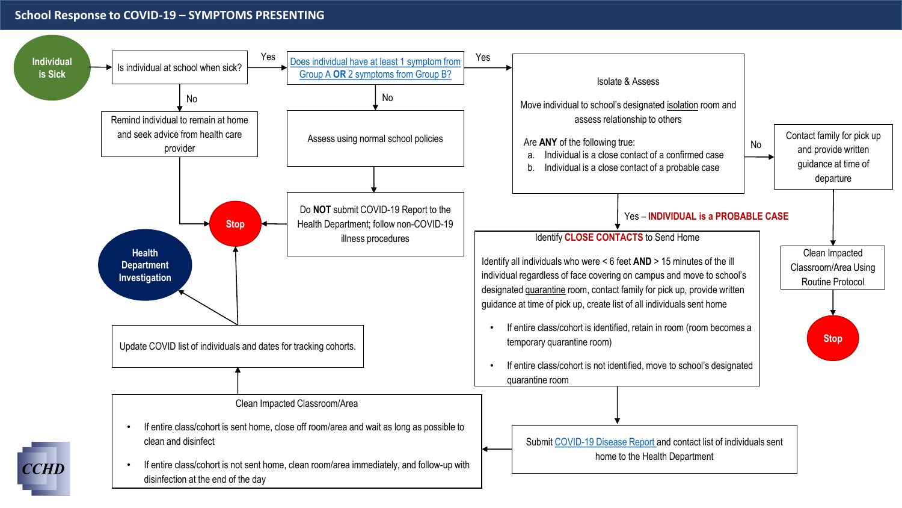# School Response to COVID-19 – SYMPTOMS PRESENTING

**Individual is Sick**

Is individual at school when sick?

- **No** → Remind individual to remain at home and seek advice from health care provider → **Stop**
- **Yes** → Does individual have at least 1 symptom from Group A **OR** 2 symptoms from Group B?
  - **No** → Assess using normal school policies → Do **NOT** submit COVID-19 Report to the Health Department; follow non-COVID-19 illness procedures → **Stop**
  - **Yes** → Isolate & Assess

**Isolate & Assess**

Move individual to school's designated isolation room and assess relationship to others

Are **ANY** of the following true:

a. Individual is a close contact of a confirmed case
b. Individual is a close contact of a probable case

- **No** → Contact family for pick up and provide written guidance at time of departure → Clean Impacted Classroom/Area Using Routine Protocol → **Stop**
- **Yes – INDIVIDUAL is a PROBABLE CASE** → Identify **CLOSE CONTACTS** to Send Home

**Identify CLOSE CONTACTS to Send Home**

Identify all individuals who were < 6 feet **AND** > 15 minutes of the ill individual regardless of face covering on campus and move to school's designated quarantine room, contact family for pick up, provide written guidance at time of pick up, create list of all individuals sent home

- If entire class/cohort is identified, retain in room (room becomes a temporary quarantine room)
- If entire class/cohort is not identified, move to school's designated quarantine room

→ Submit COVID-19 Disease Report and contact list of individuals sent home to the Health Department

→ **Clean Impacted Classroom/Area**

- If entire class/cohort is sent home, close off room/area and wait as long as possible to clean and disinfect
- If entire class/cohort is not sent home, clean room/area immediately, and follow-up with disinfection at the end of the day

→ Update COVID list of individuals and dates for tracking cohorts. → **Health Department Investigation**; **Stop**

CCHD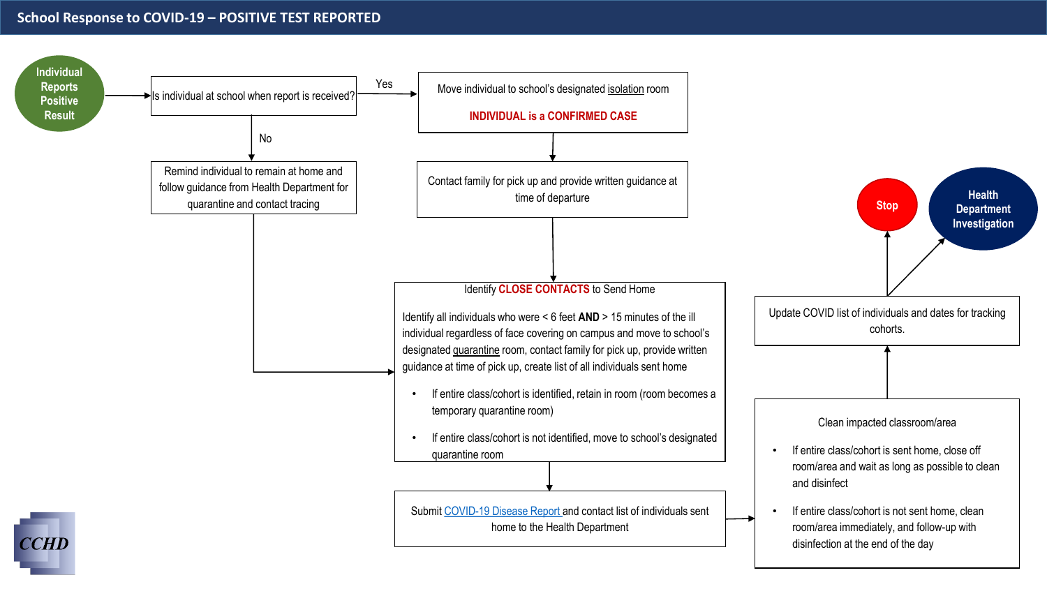# School Response to COVID-19 – POSITIVE TEST REPORTED

**Individual Reports Positive Result**

Is individual at school when report is received?

**Yes:**

Move individual to school's designated isolation room

**INDIVIDUAL is a CONFIRMED CASE**

Contact family for pick up and provide written guidance at time of departure

**No:**

Remind individual to remain at home and follow guidance from Health Department for quarantine and contact tracing

Identify **CLOSE CONTACTS** to Send Home

Identify all individuals who were < 6 feet **AND** > 15 minutes of the ill individual regardless of face covering on campus and move to school's designated quarantine room, contact family for pick up, provide written guidance at time of pick up, create list of all individuals sent home

- If entire class/cohort is identified, retain in room (room becomes a temporary quarantine room)
- If entire class/cohort is not identified, move to school's designated quarantine room

Submit [COVID-19 Disease Report](#) and contact list of individuals sent home to the Health Department

Clean impacted classroom/area

- If entire class/cohort is sent home, close off room/area and wait as long as possible to clean and disinfect
- If entire class/cohort is not sent home, clean room/area immediately, and follow-up with disinfection at the end of the day

Update COVID list of individuals and dates for tracking cohorts.

**Stop**

**Health Department Investigation**

CCHD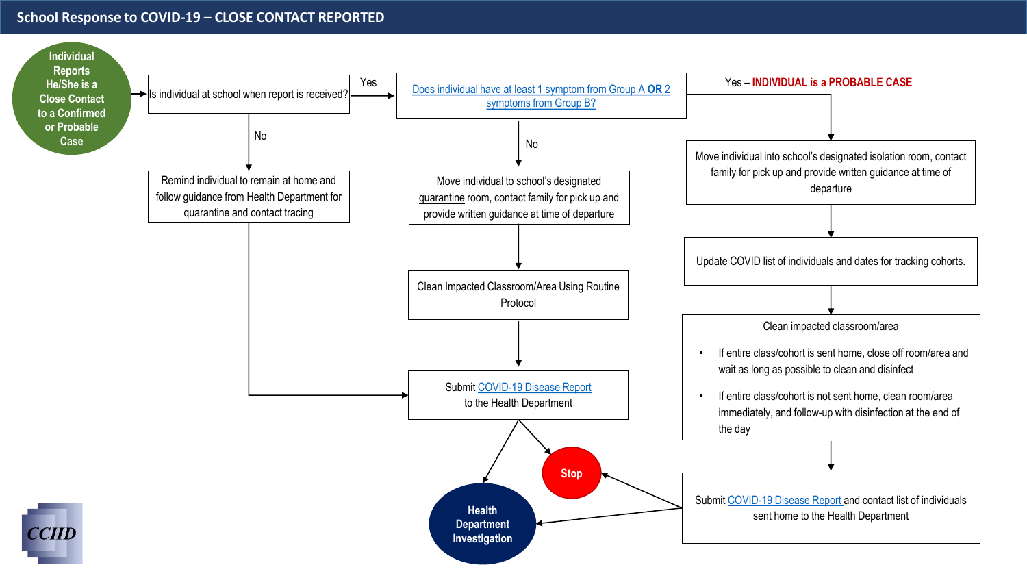# School Response to COVID-19 – CLOSE CONTACT REPORTED

**Individual Reports He/She is a Close Contact to a Confirmed or Probable Case**

Is individual at school when report is received?

- **No** → Remind individual to remain at home and follow guidance from Health Department for quarantine and contact tracing → Submit COVID-19 Disease Report to the Health Department
- **Yes** → Does individual have at least 1 symptom from Group A **OR** 2 symptoms from Group B?

Does individual have at least 1 symptom from Group A **OR** 2 symptoms from Group B?

- **No** → Move individual to school's designated quarantine room, contact family for pick up and provide written guidance at time of departure → Clean Impacted Classroom/Area Using Routine Protocol → Submit COVID-19 Disease Report to the Health Department → **Health Department Investigation** / **Stop**
- **Yes – INDIVIDUAL is a PROBABLE CASE** → Move individual into school's designated isolation room, contact family for pick up and provide written guidance at time of departure → Update COVID list of individuals and dates for tracking cohorts. → Clean impacted classroom/area
  - If entire class/cohort is sent home, close off room/area and wait as long as possible to clean and disinfect
  - If entire class/cohort is not sent home, clean room/area immediately, and follow-up with disinfection at the end of the day

  → Submit COVID-19 Disease Report and contact list of individuals sent home to the Health Department → **Health Department Investigation** / **Stop**

CCHD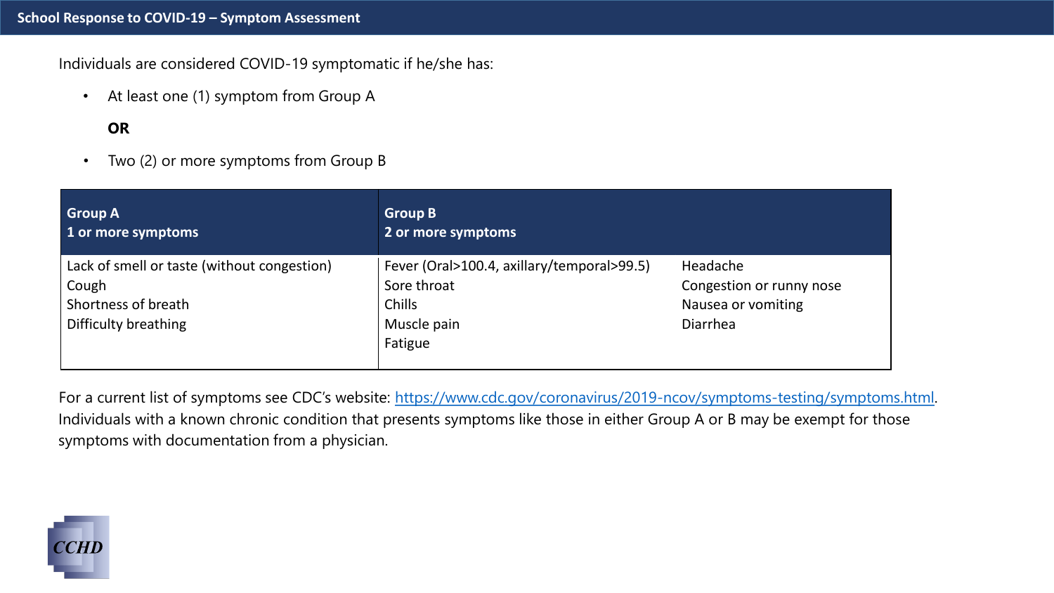## School Response to COVID-19 – Symptom Assessment

Individuals are considered COVID-19 symptomatic if he/she has:

- At least one (1) symptom from Group A

  **OR**

- Two (2) or more symptoms from Group B

| **Group A**<br>**1 or more symptoms** | **Group B**<br>**2 or more symptoms** | |
|---|---|---|
| Lack of smell or taste (without congestion)<br>Cough<br>Shortness of breath<br>Difficulty breathing | Fever (Oral>100.4, axillary/temporal>99.5)<br>Sore throat<br>Chills<br>Muscle pain<br>Fatigue | Headache<br>Congestion or runny nose<br>Nausea or vomiting<br>Diarrhea |

For a current list of symptoms see CDC's website: https://www.cdc.gov/coronavirus/2019-ncov/symptoms-testing/symptoms.html. Individuals with a known chronic condition that presents symptoms like those in either Group A or B may be exempt for those symptoms with documentation from a physician.

CCHD